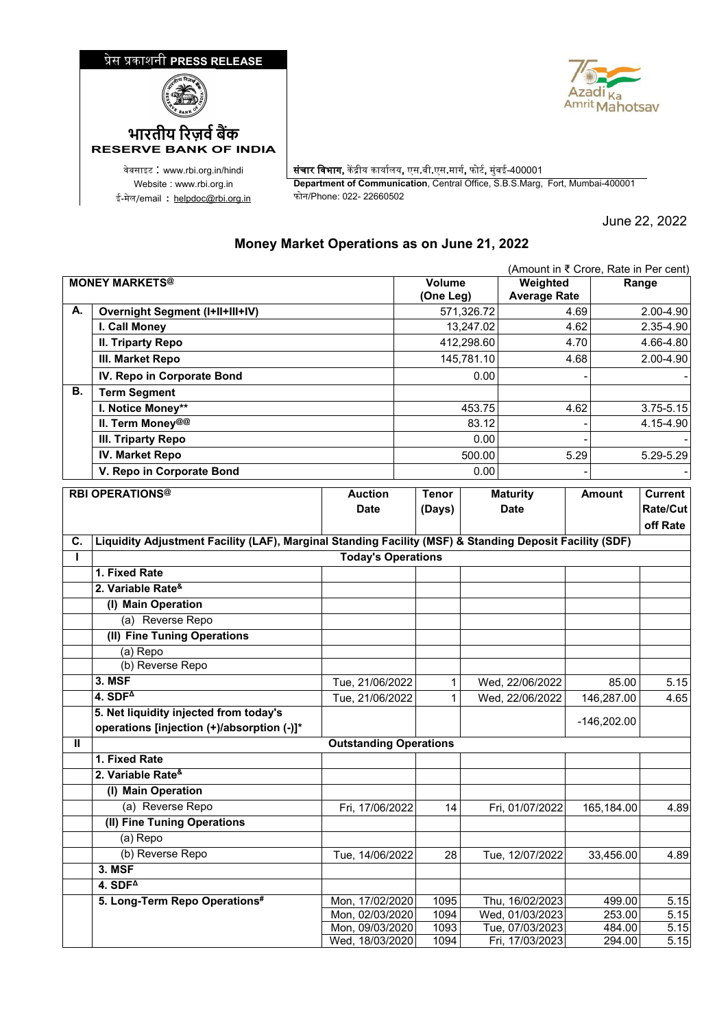प्रेस प्रकाशनी **PRESS RELEASE**

**भारतीय रिज़र्व बैंक**
**RESERVE BANK OF INDIA**

वेबसाइट : www.rbi.org.in/hindi
Website : www.rbi.org.in
ई-मेल/email : helpdoc@rbi.org.in

**संचार विभाग,** केंद्रीय कार्यालय, एस.बी.एस.मार्ग, फोर्ट, मुंबई-400001
**Department of Communication**, Central Office, S.B.S.Marg, Fort, Mumbai-400001
फोन/Phone: 022- 22660502

June 22, 2022

## Money Market Operations as on June 21, 2022

(Amount in ₹ Crore, Rate in Per cent)

| MONEY MARKETS@ | | Volume (One Leg) | Weighted Average Rate | Range |
|---|---|---|---|---|
| **A.** | **Overnight Segment (I+II+III+IV)** | 571,326.72 | 4.69 | 2.00-4.90 |
| | **I. Call Money** | 13,247.02 | 4.62 | 2.35-4.90 |
| | **II. Triparty Repo** | 412,298.60 | 4.70 | 4.66-4.80 |
| | **III. Market Repo** | 145,781.10 | 4.68 | 2.00-4.90 |
| | **IV. Repo in Corporate Bond** | 0.00 | - | - |
| **B.** | **Term Segment** | | | |
| | **I. Notice Money\*\*** | 453.75 | 4.62 | 3.75-5.15 |
| | **II. Term Money@@** | 83.12 | - | 4.15-4.90 |
| | **III. Triparty Repo** | 0.00 | - | - |
| | **IV. Market Repo** | 500.00 | 5.29 | 5.29-5.29 |
| | **V. Repo in Corporate Bond** | 0.00 | - | - |

| RBI OPERATIONS@ | | Auction Date | Tenor (Days) | Maturity Date | Amount | Current Rate/Cut off Rate |
|---|---|---|---|---|---|---|
| **C.** | **Liquidity Adjustment Facility (LAF), Marginal Standing Facility (MSF) & Standing Deposit Facility (SDF)** | | | | | |
| **I** | **Today's Operations** | | | | | |
| | **1. Fixed Rate** | | | | | |
| | **2. Variable Rate&** | | | | | |
| | **(I) Main Operation** | | | | | |
| | (a) Reverse Repo | | | | | |
| | **(II) Fine Tuning Operations** | | | | | |
| | (a) Repo | | | | | |
| | (b) Reverse Repo | | | | | |
| | **3. MSF** | Tue, 21/06/2022 | 1 | Wed, 22/06/2022 | 85.00 | 5.15 |
| | **4. SDF∆** | Tue, 21/06/2022 | 1 | Wed, 22/06/2022 | 146,287.00 | 4.65 |
| | **5. Net liquidity injected from today's operations [injection (+)/absorption (-)]\*** | | | | -146,202.00 | |
| **II** | **Outstanding Operations** | | | | | |
| | **1. Fixed Rate** | | | | | |
| | **2. Variable Rate&** | | | | | |
| | **(I) Main Operation** | | | | | |
| | (a) Reverse Repo | Fri, 17/06/2022 | 14 | Fri, 01/07/2022 | 165,184.00 | 4.89 |
| | **(II) Fine Tuning Operations** | | | | | |
| | (a) Repo | | | | | |
| | (b) Reverse Repo | Tue, 14/06/2022 | 28 | Tue, 12/07/2022 | 33,456.00 | 4.89 |
| | **3. MSF** | | | | | |
| | **4. SDF∆** | | | | | |
| | **5. Long-Term Repo Operations#** | Mon, 17/02/2020 | 1095 | Thu, 16/02/2023 | 499.00 | 5.15 |
| | | Mon, 02/03/2020 | 1094 | Wed, 01/03/2023 | 253.00 | 5.15 |
| | | Mon, 09/03/2020 | 1093 | Tue, 07/03/2023 | 484.00 | 5.15 |
| | | Wed, 18/03/2020 | 1094 | Fri, 17/03/2023 | 294.00 | 5.15 |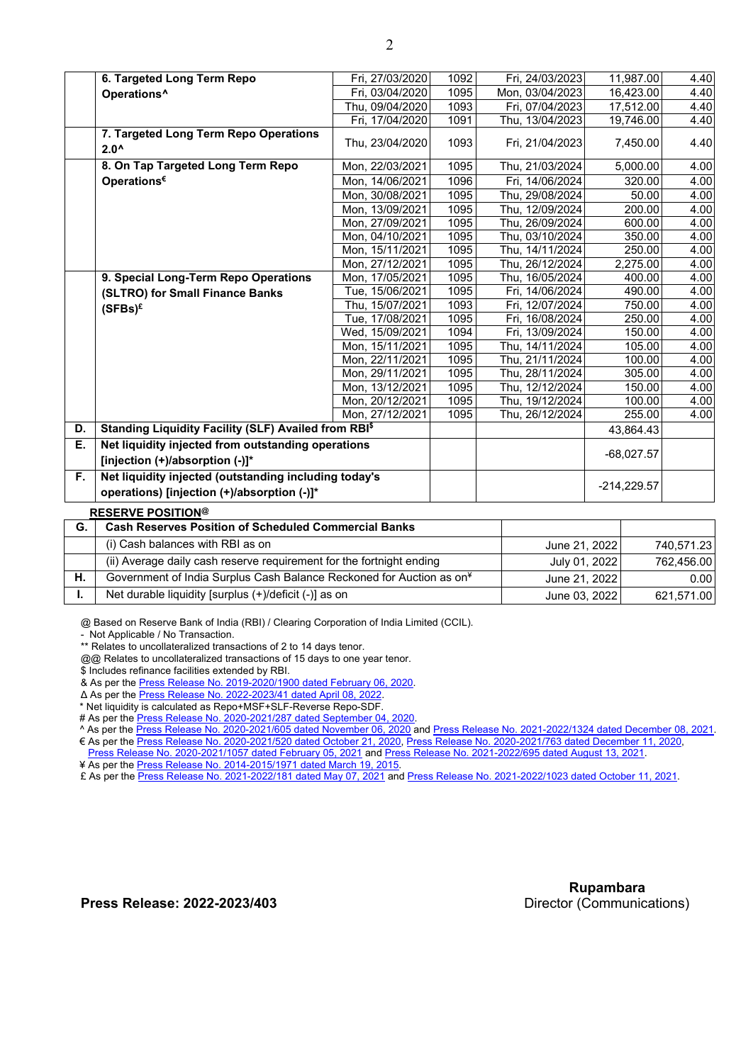| | | | | | | |
|---|---|---|---|---|---|---|
| | 6. Targeted Long Term Repo Operations^ | Fri, 27/03/2020 | 1092 | Fri, 24/03/2023 | 11,987.00 | 4.40 |
| | | Fri, 03/04/2020 | 1095 | Mon, 03/04/2023 | 16,423.00 | 4.40 |
| | | Thu, 09/04/2020 | 1093 | Fri, 07/04/2023 | 17,512.00 | 4.40 |
| | | Fri, 17/04/2020 | 1091 | Thu, 13/04/2023 | 19,746.00 | 4.40 |
| | 7. Targeted Long Term Repo Operations 2.0^ | Thu, 23/04/2020 | 1093 | Fri, 21/04/2023 | 7,450.00 | 4.40 |
| | 8. On Tap Targeted Long Term Repo Operations€ | Mon, 22/03/2021 | 1095 | Thu, 21/03/2024 | 5,000.00 | 4.00 |
| | | Mon, 14/06/2021 | 1096 | Fri, 14/06/2024 | 320.00 | 4.00 |
| | | Mon, 30/08/2021 | 1095 | Thu, 29/08/2024 | 50.00 | 4.00 |
| | | Mon, 13/09/2021 | 1095 | Thu, 12/09/2024 | 200.00 | 4.00 |
| | | Mon, 27/09/2021 | 1095 | Thu, 26/09/2024 | 600.00 | 4.00 |
| | | Mon, 04/10/2021 | 1095 | Thu, 03/10/2024 | 350.00 | 4.00 |
| | | Mon, 15/11/2021 | 1095 | Thu, 14/11/2024 | 250.00 | 4.00 |
| | | Mon, 27/12/2021 | 1095 | Thu, 26/12/2024 | 2,275.00 | 4.00 |
| | 9. Special Long-Term Repo Operations (SLTRO) for Small Finance Banks (SFBs)£ | Mon, 17/05/2021 | 1095 | Thu, 16/05/2024 | 400.00 | 4.00 |
| | | Tue, 15/06/2021 | 1095 | Fri, 14/06/2024 | 490.00 | 4.00 |
| | | Thu, 15/07/2021 | 1093 | Fri, 12/07/2024 | 750.00 | 4.00 |
| | | Tue, 17/08/2021 | 1095 | Fri, 16/08/2024 | 250.00 | 4.00 |
| | | Wed, 15/09/2021 | 1094 | Fri, 13/09/2024 | 150.00 | 4.00 |
| | | Mon, 15/11/2021 | 1095 | Thu, 14/11/2024 | 105.00 | 4.00 |
| | | Mon, 22/11/2021 | 1095 | Thu, 21/11/2024 | 100.00 | 4.00 |
| | | Mon, 29/11/2021 | 1095 | Thu, 28/11/2024 | 305.00 | 4.00 |
| | | Mon, 13/12/2021 | 1095 | Thu, 12/12/2024 | 150.00 | 4.00 |
| | | Mon, 20/12/2021 | 1095 | Thu, 19/12/2024 | 100.00 | 4.00 |
| | | Mon, 27/12/2021 | 1095 | Thu, 26/12/2024 | 255.00 | 4.00 |
| **D.** | **Standing Liquidity Facility (SLF) Availed from RBI$** | | | | 43,864.43 | |
| **E.** | **Net liquidity injected from outstanding operations [injection (+)/absorption (-)]*** | | | | -68,027.57 | |
| **F.** | **Net liquidity injected (outstanding including today's operations) [injection (+)/absorption (-)]*** | | | | -214,229.57 | |

**RESERVE POSITION@**

| | | | |
|---|---|---|---|
| **G.** | **Cash Reserves Position of Scheduled Commercial Banks** | | |
| | (i) Cash balances with RBI as on | June 21, 2022 | 740,571.23 |
| | (ii) Average daily cash reserve requirement for the fortnight ending | July 01, 2022 | 762,456.00 |
| **H.** | Government of India Surplus Cash Balance Reckoned for Auction as on¥ | June 21, 2022 | 0.00 |
| **I.** | Net durable liquidity [surplus (+)/deficit (-)] as on | June 03, 2022 | 621,571.00 |

@ Based on Reserve Bank of India (RBI) / Clearing Corporation of India Limited (CCIL).
- Not Applicable / No Transaction.
** Relates to uncollateralized transactions of 2 to 14 days tenor.
@@ Relates to uncollateralized transactions of 15 days to one year tenor.
$ Includes refinance facilities extended by RBI.
& As per the Press Release No. 2019-2020/1900 dated February 06, 2020.
Δ As per the Press Release No. 2022-2023/41 dated April 08, 2022.
* Net liquidity is calculated as Repo+MSF+SLF-Reverse Repo-SDF.
# As per the Press Release No. 2020-2021/287 dated September 04, 2020.
^ As per the Press Release No. 2020-2021/605 dated November 06, 2020 and Press Release No. 2021-2022/1324 dated December 08, 2021.
€ As per the Press Release No. 2020-2021/520 dated October 21, 2020, Press Release No. 2020-2021/763 dated December 11, 2020, Press Release No. 2020-2021/1057 dated February 05, 2021 and Press Release No. 2021-2022/695 dated August 13, 2021.
¥ As per the Press Release No. 2014-2015/1971 dated March 19, 2015.
£ As per the Press Release No. 2021-2022/181 dated May 07, 2021 and Press Release No. 2021-2022/1023 dated October 11, 2021.

**Press Release: 2022-2023/403**

**Rupambara**
Director (Communications)